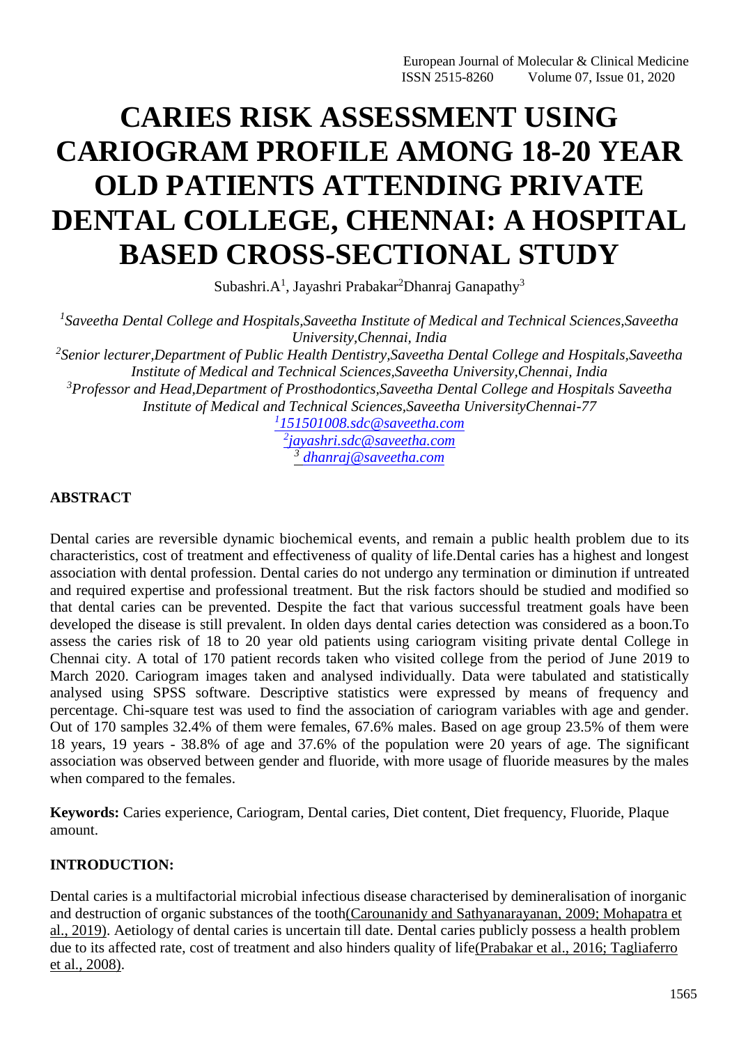# CARIES RISK ASSESSMENT USING CARIOGRAM PROFILE AMONG 18-20 YEAR OLD PATIENTS ATTENDING PRIVATE DENTAL COLLEGE, CHENNAI: A HOSPITAL BASED CROSS-SECTIONAL STUDY

Subashri.A[1], Jayashri Prabakar[2]Dhanraj Ganapathy[3]

[1]*Saveetha Dental College and Hospitals,Saveetha Institute of Medical and Technical Sciences,Saveetha University,Chennai, India*
[2]*Senior lecturer,Department of Public Health Dentistry,Saveetha Dental College and Hospitals,Saveetha Institute of Medical and Technical Sciences,Saveetha University,Chennai, India*
[3]*Professor and Head,Department of Prosthodontics,Saveetha Dental College and Hospitals Saveetha Institute of Medical and Technical Sciences,Saveetha UniversityChennai-77*
[1]*151501008.sdc@saveetha.com*
[2]*jayashri.sdc@saveetha.com*
[3] *dhanraj@saveetha.com*

## ABSTRACT

Dental caries are reversible dynamic biochemical events, and remain a public health problem due to its characteristics, cost of treatment and effectiveness of quality of life.Dental caries has a highest and longest association with dental profession. Dental caries do not undergo any termination or diminution if untreated and required expertise and professional treatment. But the risk factors should be studied and modified so that dental caries can be prevented. Despite the fact that various successful treatment goals have been developed the disease is still prevalent. In olden days dental caries detection was considered as a boon.To assess the caries risk of 18 to 20 year old patients using cariogram visiting private dental College in Chennai city. A total of 170 patient records taken who visited college from the period of June 2019 to March 2020. Cariogram images taken and analysed individually. Data were tabulated and statistically analysed using SPSS software. Descriptive statistics were expressed by means of frequency and percentage. Chi-square test was used to find the association of cariogram variables with age and gender. Out of 170 samples 32.4% of them were females, 67.6% males. Based on age group 23.5% of them were 18 years, 19 years - 38.8% of age and 37.6% of the population were 20 years of age. The significant association was observed between gender and fluoride, with more usage of fluoride measures by the males when compared to the females.

**Keywords:** Caries experience, Cariogram, Dental caries, Diet content, Diet frequency, Fluoride, Plaque amount.

## INTRODUCTION:

Dental caries is a multifactorial microbial infectious disease characterised by demineralisation of inorganic and destruction of organic substances of the tooth(Carounanidy and Sathyanarayanan, 2009; Mohapatra et al., 2019). Aetiology of dental caries is uncertain till date. Dental caries publicly possess a health problem due to its affected rate, cost of treatment and also hinders quality of life(Prabakar et al., 2016; Tagliaferro et al., 2008).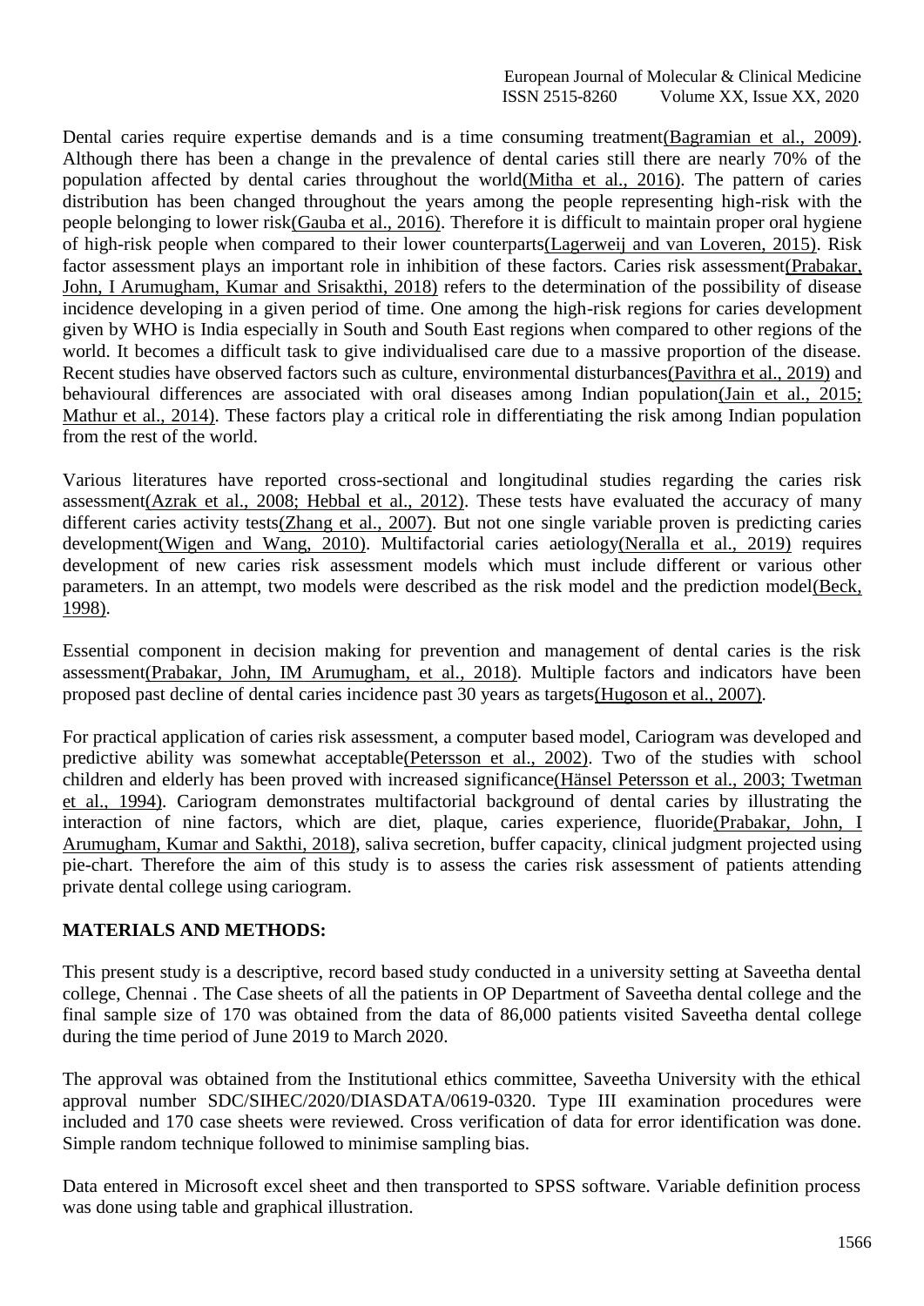Dental caries require expertise demands and is a time consuming treatment(Bagramian et al., 2009). Although there has been a change in the prevalence of dental caries still there are nearly 70% of the population affected by dental caries throughout the world(Mitha et al., 2016). The pattern of caries distribution has been changed throughout the years among the people representing high-risk with the people belonging to lower risk(Gauba et al., 2016). Therefore it is difficult to maintain proper oral hygiene of high-risk people when compared to their lower counterparts(Lagerweij and van Loveren, 2015). Risk factor assessment plays an important role in inhibition of these factors. Caries risk assessment(Prabakar, John, I Arumugham, Kumar and Srisakthi, 2018) refers to the determination of the possibility of disease incidence developing in a given period of time. One among the high-risk regions for caries development given by WHO is India especially in South and South East regions when compared to other regions of the world. It becomes a difficult task to give individualised care due to a massive proportion of the disease. Recent studies have observed factors such as culture, environmental disturbances(Pavithra et al., 2019) and behavioural differences are associated with oral diseases among Indian population(Jain et al., 2015; Mathur et al., 2014). These factors play a critical role in differentiating the risk among Indian population from the rest of the world.

Various literatures have reported cross-sectional and longitudinal studies regarding the caries risk assessment(Azrak et al., 2008; Hebbal et al., 2012). These tests have evaluated the accuracy of many different caries activity tests(Zhang et al., 2007). But not one single variable proven is predicting caries development(Wigen and Wang, 2010). Multifactorial caries aetiology(Neralla et al., 2019) requires development of new caries risk assessment models which must include different or various other parameters. In an attempt, two models were described as the risk model and the prediction model(Beck, 1998).

Essential component in decision making for prevention and management of dental caries is the risk assessment(Prabakar, John, IM Arumugham, et al., 2018). Multiple factors and indicators have been proposed past decline of dental caries incidence past 30 years as targets(Hugoson et al., 2007).

For practical application of caries risk assessment, a computer based model, Cariogram was developed and predictive ability was somewhat acceptable(Petersson et al., 2002). Two of the studies with school children and elderly has been proved with increased significance(Hänsel Petersson et al., 2003; Twetman et al., 1994). Cariogram demonstrates multifactorial background of dental caries by illustrating the interaction of nine factors, which are diet, plaque, caries experience, fluoride(Prabakar, John, I Arumugham, Kumar and Sakthi, 2018), saliva secretion, buffer capacity, clinical judgment projected using pie-chart. Therefore the aim of this study is to assess the caries risk assessment of patients attending private dental college using cariogram.

## MATERIALS AND METHODS:

This present study is a descriptive, record based study conducted in a university setting at Saveetha dental college, Chennai . The Case sheets of all the patients in OP Department of Saveetha dental college and the final sample size of 170 was obtained from the data of 86,000 patients visited Saveetha dental college during the time period of June 2019 to March 2020.

The approval was obtained from the Institutional ethics committee, Saveetha University with the ethical approval number SDC/SIHEC/2020/DIASDATA/0619-0320. Type III examination procedures were included and 170 case sheets were reviewed. Cross verification of data for error identification was done. Simple random technique followed to minimise sampling bias.

Data entered in Microsoft excel sheet and then transported to SPSS software. Variable definition process was done using table and graphical illustration.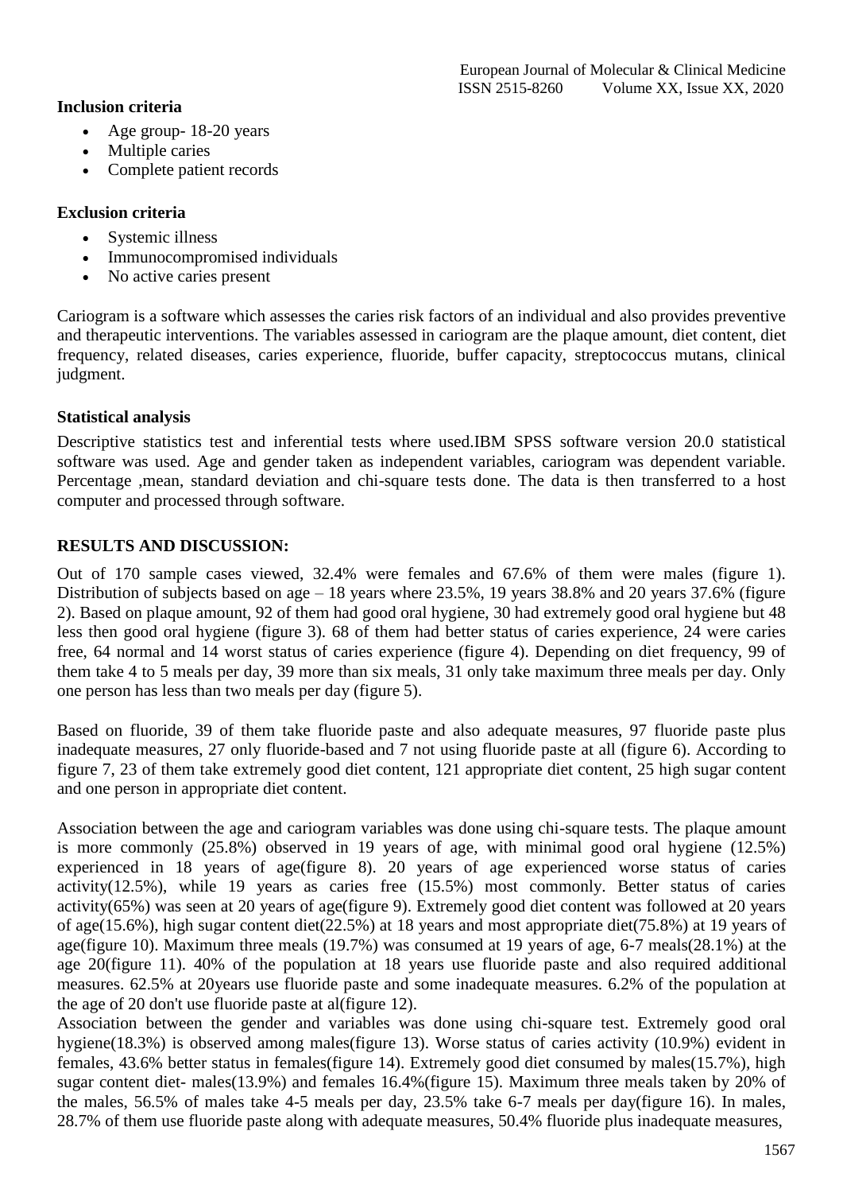**Inclusion criteria**

- Age group- 18-20 years
- Multiple caries
- Complete patient records

**Exclusion criteria**

- Systemic illness
- Immunocompromised individuals
- No active caries present

Cariogram is a software which assesses the caries risk factors of an individual and also provides preventive and therapeutic interventions. The variables assessed in cariogram are the plaque amount, diet content, diet frequency, related diseases, caries experience, fluoride, buffer capacity, streptococcus mutans, clinical judgment.

**Statistical analysis**

Descriptive statistics test and inferential tests where used.IBM SPSS software version 20.0 statistical software was used. Age and gender taken as independent variables, cariogram was dependent variable. Percentage ,mean, standard deviation and chi-square tests done. The data is then transferred to a host computer and processed through software.

## RESULTS AND DISCUSSION:

Out of 170 sample cases viewed, 32.4% were females and 67.6% of them were males (figure 1). Distribution of subjects based on age – 18 years where 23.5%, 19 years 38.8% and 20 years 37.6% (figure 2). Based on plaque amount, 92 of them had good oral hygiene, 30 had extremely good oral hygiene but 48 less then good oral hygiene (figure 3). 68 of them had better status of caries experience, 24 were caries free, 64 normal and 14 worst status of caries experience (figure 4). Depending on diet frequency, 99 of them take 4 to 5 meals per day, 39 more than six meals, 31 only take maximum three meals per day. Only one person has less than two meals per day (figure 5).

Based on fluoride, 39 of them take fluoride paste and also adequate measures, 97 fluoride paste plus inadequate measures, 27 only fluoride-based and 7 not using fluoride paste at all (figure 6). According to figure 7, 23 of them take extremely good diet content, 121 appropriate diet content, 25 high sugar content and one person in appropriate diet content.

Association between the age and cariogram variables was done using chi-square tests. The plaque amount is more commonly (25.8%) observed in 19 years of age, with minimal good oral hygiene (12.5%) experienced in 18 years of age(figure 8). 20 years of age experienced worse status of caries activity(12.5%), while 19 years as caries free (15.5%) most commonly. Better status of caries activity(65%) was seen at 20 years of age(figure 9). Extremely good diet content was followed at 20 years of age(15.6%), high sugar content diet(22.5%) at 18 years and most appropriate diet(75.8%) at 19 years of age(figure 10). Maximum three meals (19.7%) was consumed at 19 years of age, 6-7 meals(28.1%) at the age 20(figure 11). 40% of the population at 18 years use fluoride paste and also required additional measures. 62.5% at 20years use fluoride paste and some inadequate measures. 6.2% of the population at the age of 20 don't use fluoride paste at al(figure 12).

Association between the gender and variables was done using chi-square test. Extremely good oral hygiene(18.3%) is observed among males(figure 13). Worse status of caries activity (10.9%) evident in females, 43.6% better status in females(figure 14). Extremely good diet consumed by males(15.7%), high sugar content diet- males(13.9%) and females 16.4%(figure 15). Maximum three meals taken by 20% of the males, 56.5% of males take 4-5 meals per day, 23.5% take 6-7 meals per day(figure 16). In males, 28.7% of them use fluoride paste along with adequate measures, 50.4% fluoride plus inadequate measures,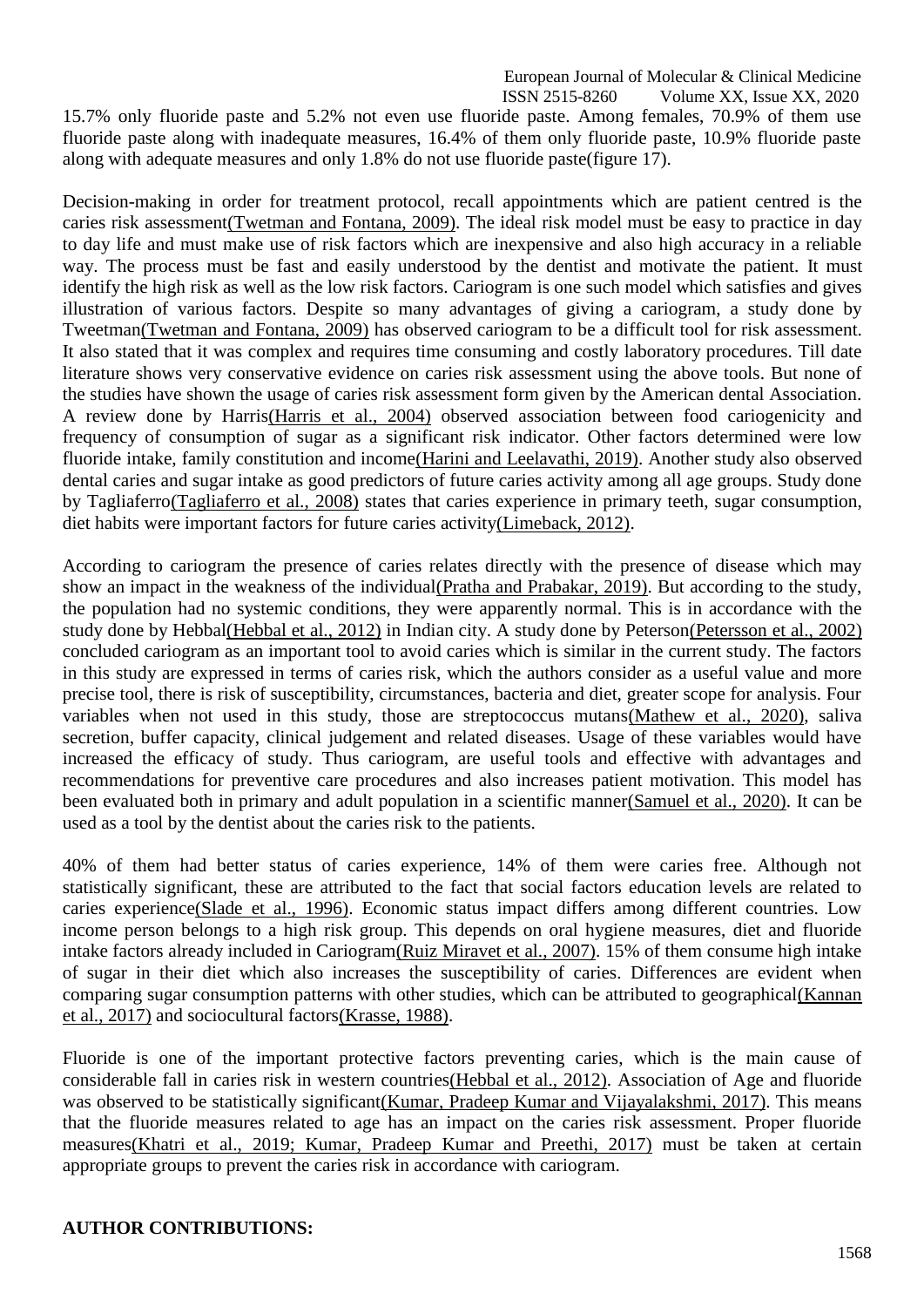15.7% only fluoride paste and 5.2% not even use fluoride paste. Among females, 70.9% of them use fluoride paste along with inadequate measures, 16.4% of them only fluoride paste, 10.9% fluoride paste along with adequate measures and only 1.8% do not use fluoride paste(figure 17).

Decision-making in order for treatment protocol, recall appointments which are patient centred is the caries risk assessment(Twetman and Fontana, 2009). The ideal risk model must be easy to practice in day to day life and must make use of risk factors which are inexpensive and also high accuracy in a reliable way. The process must be fast and easily understood by the dentist and motivate the patient. It must identify the high risk as well as the low risk factors. Cariogram is one such model which satisfies and gives illustration of various factors. Despite so many advantages of giving a cariogram, a study done by Tweetman(Twetman and Fontana, 2009) has observed cariogram to be a difficult tool for risk assessment. It also stated that it was complex and requires time consuming and costly laboratory procedures. Till date literature shows very conservative evidence on caries risk assessment using the above tools. But none of the studies have shown the usage of caries risk assessment form given by the American dental Association. A review done by Harris(Harris et al., 2004) observed association between food cariogenicity and frequency of consumption of sugar as a significant risk indicator. Other factors determined were low fluoride intake, family constitution and income(Harini and Leelavathi, 2019). Another study also observed dental caries and sugar intake as good predictors of future caries activity among all age groups. Study done by Tagliaferro(Tagliaferro et al., 2008) states that caries experience in primary teeth, sugar consumption, diet habits were important factors for future caries activity(Limeback, 2012).

According to cariogram the presence of caries relates directly with the presence of disease which may show an impact in the weakness of the individual(Pratha and Prabakar, 2019). But according to the study, the population had no systemic conditions, they were apparently normal. This is in accordance with the study done by Hebbal(Hebbal et al., 2012) in Indian city. A study done by Peterson(Petersson et al., 2002) concluded cariogram as an important tool to avoid caries which is similar in the current study. The factors in this study are expressed in terms of caries risk, which the authors consider as a useful value and more precise tool, there is risk of susceptibility, circumstances, bacteria and diet, greater scope for analysis. Four variables when not used in this study, those are streptococcus mutans(Mathew et al., 2020), saliva secretion, buffer capacity, clinical judgement and related diseases. Usage of these variables would have increased the efficacy of study. Thus cariogram, are useful tools and effective with advantages and recommendations for preventive care procedures and also increases patient motivation. This model has been evaluated both in primary and adult population in a scientific manner(Samuel et al., 2020). It can be used as a tool by the dentist about the caries risk to the patients.

40% of them had better status of caries experience, 14% of them were caries free. Although not statistically significant, these are attributed to the fact that social factors education levels are related to caries experience(Slade et al., 1996). Economic status impact differs among different countries. Low income person belongs to a high risk group. This depends on oral hygiene measures, diet and fluoride intake factors already included in Cariogram(Ruiz Miravet et al., 2007). 15% of them consume high intake of sugar in their diet which also increases the susceptibility of caries. Differences are evident when comparing sugar consumption patterns with other studies, which can be attributed to geographical(Kannan et al., 2017) and sociocultural factors(Krasse, 1988).

Fluoride is one of the important protective factors preventing caries, which is the main cause of considerable fall in caries risk in western countries(Hebbal et al., 2012). Association of Age and fluoride was observed to be statistically significant(Kumar, Pradeep Kumar and Vijayalakshmi, 2017). This means that the fluoride measures related to age has an impact on the caries risk assessment. Proper fluoride measures(Khatri et al., 2019; Kumar, Pradeep Kumar and Preethi, 2017) must be taken at certain appropriate groups to prevent the caries risk in accordance with cariogram.

**AUTHOR CONTRIBUTIONS:**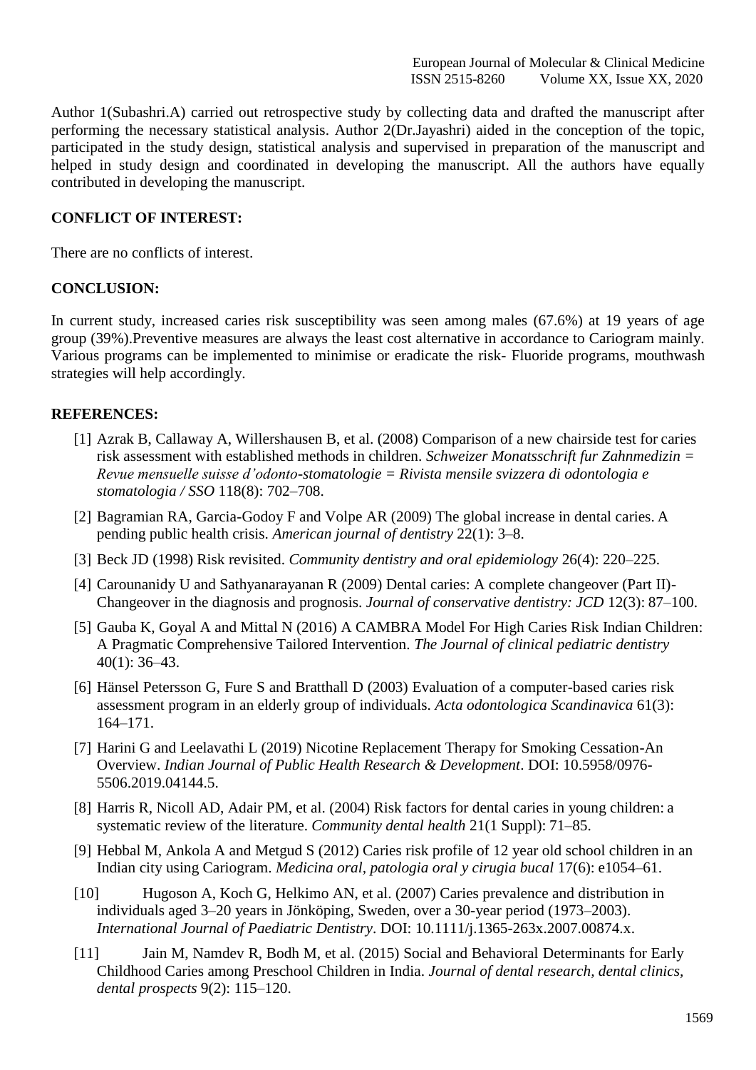Author 1(Subashri.A) carried out retrospective study by collecting data and drafted the manuscript after performing the necessary statistical analysis. Author 2(Dr.Jayashri) aided in the conception of the topic, participated in the study design, statistical analysis and supervised in preparation of the manuscript and helped in study design and coordinated in developing the manuscript. All the authors have equally contributed in developing the manuscript.

**CONFLICT OF INTEREST:**

There are no conflicts of interest.

**CONCLUSION:**

In current study, increased caries risk susceptibility was seen among males (67.6%) at 19 years of age group (39%).Preventive measures are always the least cost alternative in accordance to Cariogram mainly. Various programs can be implemented to minimise or eradicate the risk- Fluoride programs, mouthwash strategies will help accordingly.

**REFERENCES:**

[1] Azrak B, Callaway A, Willershausen B, et al. (2008) Comparison of a new chairside test for caries risk assessment with established methods in children. *Schweizer Monatsschrift fur Zahnmedizin = Revue mensuelle suisse d'odonto-stomatologie = Rivista mensile svizzera di odontologia e stomatologia / SSO* 118(8): 702–708.

[2] Bagramian RA, Garcia-Godoy F and Volpe AR (2009) The global increase in dental caries. A pending public health crisis. *American journal of dentistry* 22(1): 3–8.

[3] Beck JD (1998) Risk revisited. *Community dentistry and oral epidemiology* 26(4): 220–225.

[4] Carounanidy U and Sathyanarayanan R (2009) Dental caries: A complete changeover (Part II)-Changeover in the diagnosis and prognosis. *Journal of conservative dentistry: JCD* 12(3): 87–100.

[5] Gauba K, Goyal A and Mittal N (2016) A CAMBRA Model For High Caries Risk Indian Children: A Pragmatic Comprehensive Tailored Intervention. *The Journal of clinical pediatric dentistry* 40(1): 36–43.

[6] Hänsel Petersson G, Fure S and Bratthall D (2003) Evaluation of a computer-based caries risk assessment program in an elderly group of individuals. *Acta odontologica Scandinavica* 61(3): 164–171.

[7] Harini G and Leelavathi L (2019) Nicotine Replacement Therapy for Smoking Cessation-An Overview. *Indian Journal of Public Health Research & Development*. DOI: 10.5958/0976-5506.2019.04144.5.

[8] Harris R, Nicoll AD, Adair PM, et al. (2004) Risk factors for dental caries in young children: a systematic review of the literature. *Community dental health* 21(1 Suppl): 71–85.

[9] Hebbal M, Ankola A and Metgud S (2012) Caries risk profile of 12 year old school children in an Indian city using Cariogram. *Medicina oral, patologia oral y cirugia bucal* 17(6): e1054–61.

[10] Hugoson A, Koch G, Helkimo AN, et al. (2007) Caries prevalence and distribution in individuals aged 3–20 years in Jönköping, Sweden, over a 30-year period (1973–2003). *International Journal of Paediatric Dentistry*. DOI: 10.1111/j.1365-263x.2007.00874.x.

[11] Jain M, Namdev R, Bodh M, et al. (2015) Social and Behavioral Determinants for Early Childhood Caries among Preschool Children in India. *Journal of dental research, dental clinics, dental prospects* 9(2): 115–120.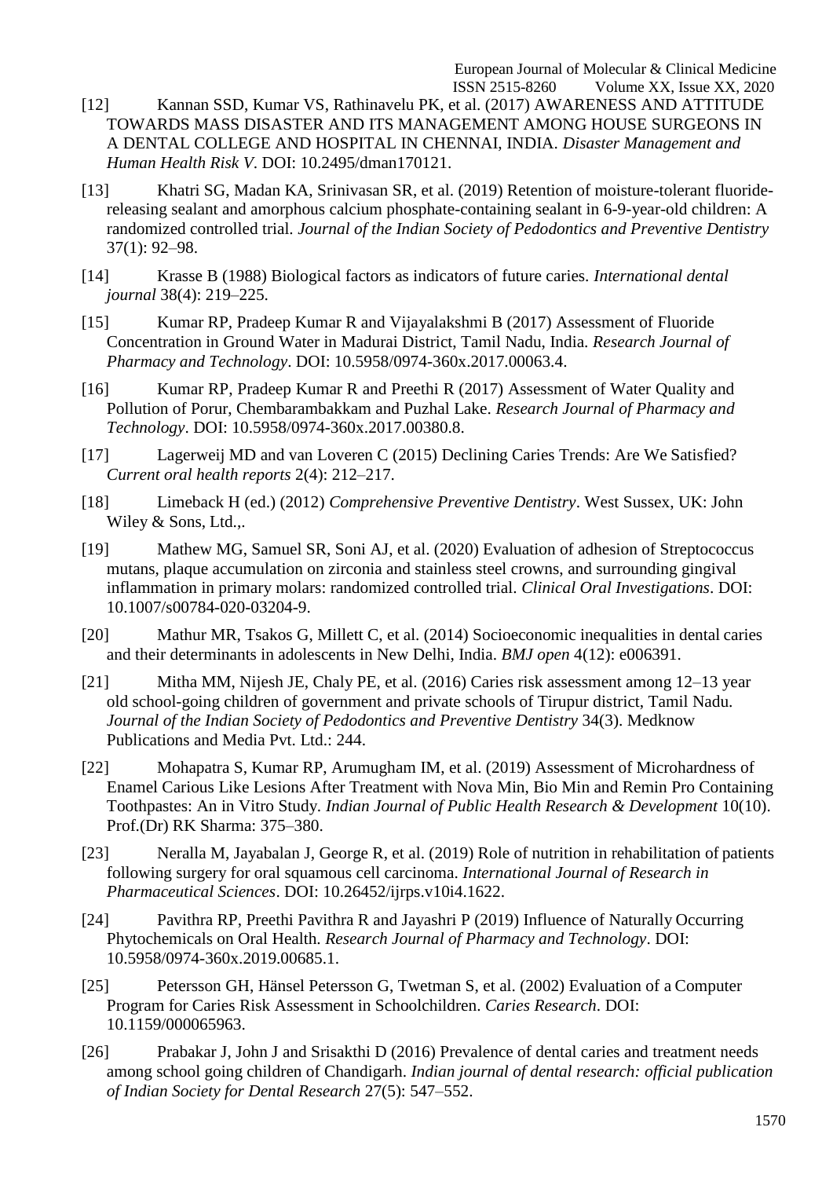[12] Kannan SSD, Kumar VS, Rathinavelu PK, et al. (2017) AWARENESS AND ATTITUDE TOWARDS MASS DISASTER AND ITS MANAGEMENT AMONG HOUSE SURGEONS IN A DENTAL COLLEGE AND HOSPITAL IN CHENNAI, INDIA. *Disaster Management and Human Health Risk V*. DOI: 10.2495/dman170121.

[13] Khatri SG, Madan KA, Srinivasan SR, et al. (2019) Retention of moisture-tolerant fluoride-releasing sealant and amorphous calcium phosphate-containing sealant in 6-9-year-old children: A randomized controlled trial. *Journal of the Indian Society of Pedodontics and Preventive Dentistry* 37(1): 92–98.

[14] Krasse B (1988) Biological factors as indicators of future caries. *International dental journal* 38(4): 219–225.

[15] Kumar RP, Pradeep Kumar R and Vijayalakshmi B (2017) Assessment of Fluoride Concentration in Ground Water in Madurai District, Tamil Nadu, India. *Research Journal of Pharmacy and Technology*. DOI: 10.5958/0974-360x.2017.00063.4.

[16] Kumar RP, Pradeep Kumar R and Preethi R (2017) Assessment of Water Quality and Pollution of Porur, Chembarambakkam and Puzhal Lake. *Research Journal of Pharmacy and Technology*. DOI: 10.5958/0974-360x.2017.00380.8.

[17] Lagerweij MD and van Loveren C (2015) Declining Caries Trends: Are We Satisfied? *Current oral health reports* 2(4): 212–217.

[18] Limeback H (ed.) (2012) *Comprehensive Preventive Dentistry*. West Sussex, UK: John Wiley & Sons, Ltd.,.

[19] Mathew MG, Samuel SR, Soni AJ, et al. (2020) Evaluation of adhesion of Streptococcus mutans, plaque accumulation on zirconia and stainless steel crowns, and surrounding gingival inflammation in primary molars: randomized controlled trial. *Clinical Oral Investigations*. DOI: 10.1007/s00784-020-03204-9.

[20] Mathur MR, Tsakos G, Millett C, et al. (2014) Socioeconomic inequalities in dental caries and their determinants in adolescents in New Delhi, India. *BMJ open* 4(12): e006391.

[21] Mitha MM, Nijesh JE, Chaly PE, et al. (2016) Caries risk assessment among 12–13 year old school-going children of government and private schools of Tirupur district, Tamil Nadu. *Journal of the Indian Society of Pedodontics and Preventive Dentistry* 34(3). Medknow Publications and Media Pvt. Ltd.: 244.

[22] Mohapatra S, Kumar RP, Arumugham IM, et al. (2019) Assessment of Microhardness of Enamel Carious Like Lesions After Treatment with Nova Min, Bio Min and Remin Pro Containing Toothpastes: An in Vitro Study. *Indian Journal of Public Health Research & Development* 10(10). Prof.(Dr) RK Sharma: 375–380.

[23] Neralla M, Jayabalan J, George R, et al. (2019) Role of nutrition in rehabilitation of patients following surgery for oral squamous cell carcinoma. *International Journal of Research in Pharmaceutical Sciences*. DOI: 10.26452/ijrps.v10i4.1622.

[24] Pavithra RP, Preethi Pavithra R and Jayashri P (2019) Influence of Naturally Occurring Phytochemicals on Oral Health. *Research Journal of Pharmacy and Technology*. DOI: 10.5958/0974-360x.2019.00685.1.

[25] Petersson GH, Hänsel Petersson G, Twetman S, et al. (2002) Evaluation of a Computer Program for Caries Risk Assessment in Schoolchildren. *Caries Research*. DOI: 10.1159/000065963.

[26] Prabakar J, John J and Srisakthi D (2016) Prevalence of dental caries and treatment needs among school going children of Chandigarh. *Indian journal of dental research: official publication of Indian Society for Dental Research* 27(5): 547–552.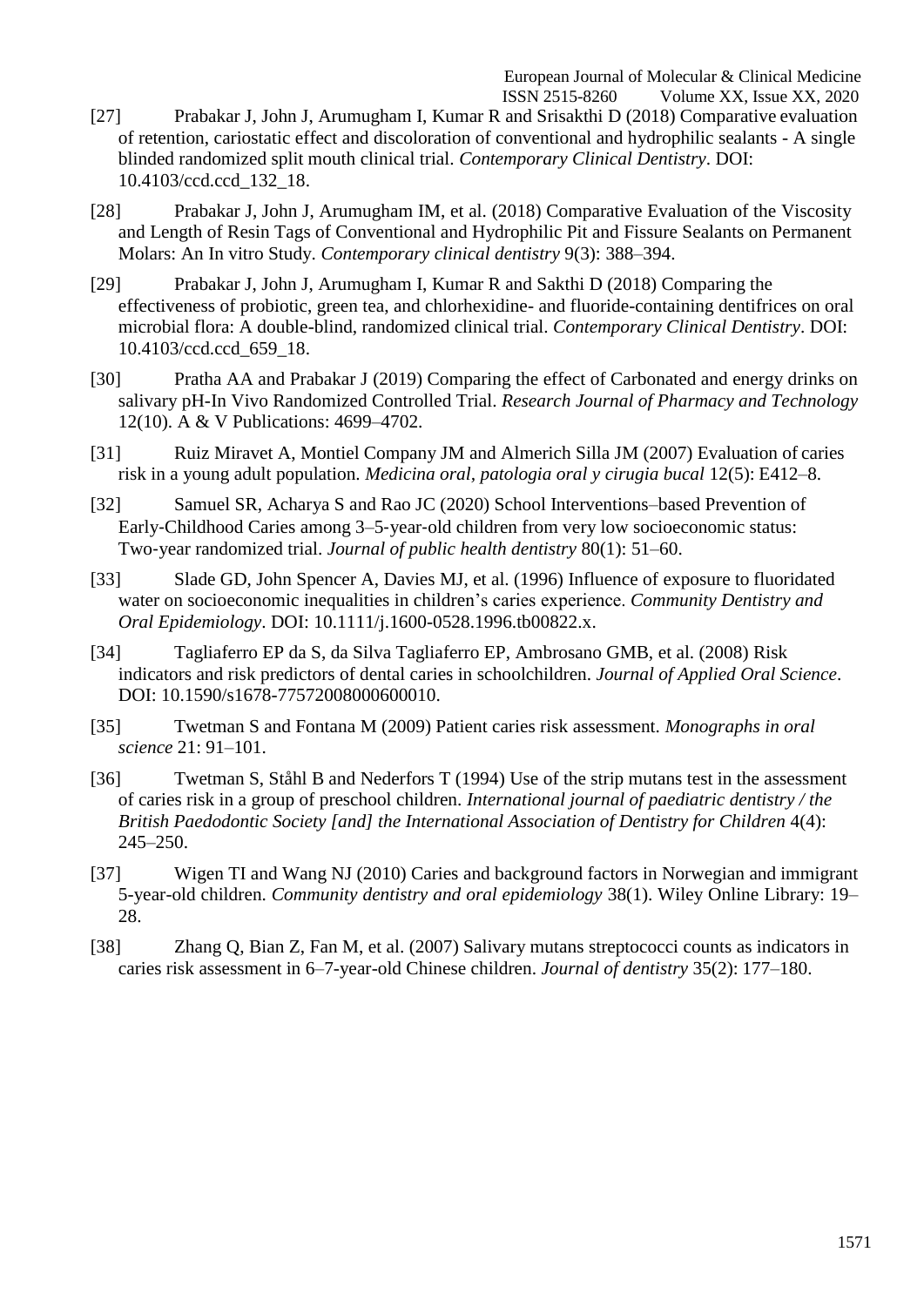[27] Prabakar J, John J, Arumugham I, Kumar R and Srisakthi D (2018) Comparative evaluation of retention, cariostatic effect and discoloration of conventional and hydrophilic sealants - A single blinded randomized split mouth clinical trial. *Contemporary Clinical Dentistry*. DOI: 10.4103/ccd.ccd_132_18.

[28] Prabakar J, John J, Arumugham IM, et al. (2018) Comparative Evaluation of the Viscosity and Length of Resin Tags of Conventional and Hydrophilic Pit and Fissure Sealants on Permanent Molars: An In vitro Study. *Contemporary clinical dentistry* 9(3): 388–394.

[29] Prabakar J, John J, Arumugham I, Kumar R and Sakthi D (2018) Comparing the effectiveness of probiotic, green tea, and chlorhexidine- and fluoride-containing dentifrices on oral microbial flora: A double-blind, randomized clinical trial. *Contemporary Clinical Dentistry*. DOI: 10.4103/ccd.ccd_659_18.

[30] Pratha AA and Prabakar J (2019) Comparing the effect of Carbonated and energy drinks on salivary pH-In Vivo Randomized Controlled Trial. *Research Journal of Pharmacy and Technology* 12(10). A & V Publications: 4699–4702.

[31] Ruiz Miravet A, Montiel Company JM and Almerich Silla JM (2007) Evaluation of caries risk in a young adult population. *Medicina oral, patologia oral y cirugia bucal* 12(5): E412–8.

[32] Samuel SR, Acharya S and Rao JC (2020) School Interventions–based Prevention of Early-Childhood Caries among 3–5-year-old children from very low socioeconomic status: Two-year randomized trial. *Journal of public health dentistry* 80(1): 51–60.

[33] Slade GD, John Spencer A, Davies MJ, et al. (1996) Influence of exposure to fluoridated water on socioeconomic inequalities in children's caries experience. *Community Dentistry and Oral Epidemiology*. DOI: 10.1111/j.1600-0528.1996.tb00822.x.

[34] Tagliaferro EP da S, da Silva Tagliaferro EP, Ambrosano GMB, et al. (2008) Risk indicators and risk predictors of dental caries in schoolchildren. *Journal of Applied Oral Science*. DOI: 10.1590/s1678-77572008000600010.

[35] Twetman S and Fontana M (2009) Patient caries risk assessment. *Monographs in oral science* 21: 91–101.

[36] Twetman S, Ståhl B and Nederfors T (1994) Use of the strip mutans test in the assessment of caries risk in a group of preschool children. *International journal of paediatric dentistry / the British Paedodontic Society [and] the International Association of Dentistry for Children* 4(4): 245–250.

[37] Wigen TI and Wang NJ (2010) Caries and background factors in Norwegian and immigrant 5-year-old children. *Community dentistry and oral epidemiology* 38(1). Wiley Online Library: 19–28.

[38] Zhang Q, Bian Z, Fan M, et al. (2007) Salivary mutans streptococci counts as indicators in caries risk assessment in 6–7-year-old Chinese children. *Journal of dentistry* 35(2): 177–180.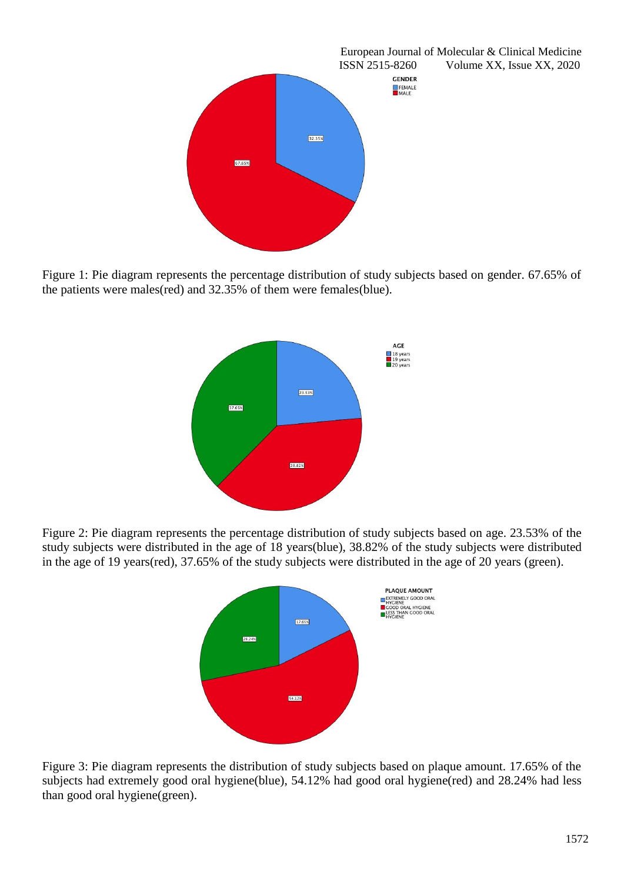Figure 1: Pie diagram represents the percentage distribution of study subjects based on gender. 67.65% of the patients were males(red) and 32.35% of them were females(blue).

Figure 2: Pie diagram represents the percentage distribution of study subjects based on age. 23.53% of the study subjects were distributed in the age of 18 years(blue), 38.82% of the study subjects were distributed in the age of 19 years(red), 37.65% of the study subjects were distributed in the age of 20 years (green).

Figure 3: Pie diagram represents the distribution of study subjects based on plaque amount. 17.65% of the subjects had extremely good oral hygiene(blue), 54.12% had good oral hygiene(red) and 28.24% had less than good oral hygiene(green).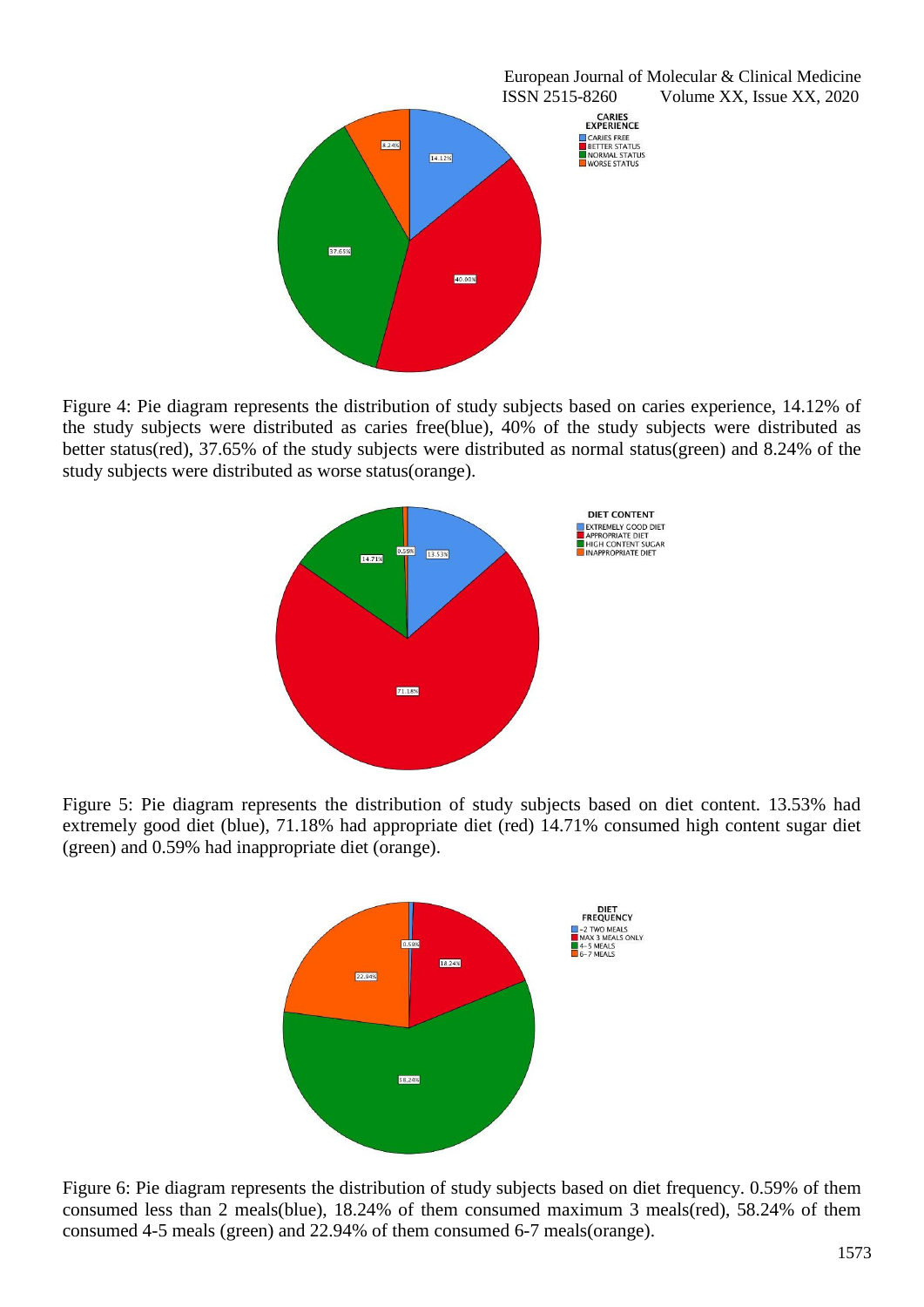Figure 4: Pie diagram represents the distribution of study subjects based on caries experience, 14.12% of the study subjects were distributed as caries free(blue), 40% of the study subjects were distributed as better status(red), 37.65% of the study subjects were distributed as normal status(green) and 8.24% of the study subjects were distributed as worse status(orange).

Figure 5: Pie diagram represents the distribution of study subjects based on diet content. 13.53% had extremely good diet (blue), 71.18% had appropriate diet (red) 14.71% consumed high content sugar diet (green) and 0.59% had inappropriate diet (orange).

Figure 6: Pie diagram represents the distribution of study subjects based on diet frequency. 0.59% of them consumed less than 2 meals(blue), 18.24% of them consumed maximum 3 meals(red), 58.24% of them consumed 4-5 meals (green) and 22.94% of them consumed 6-7 meals(orange).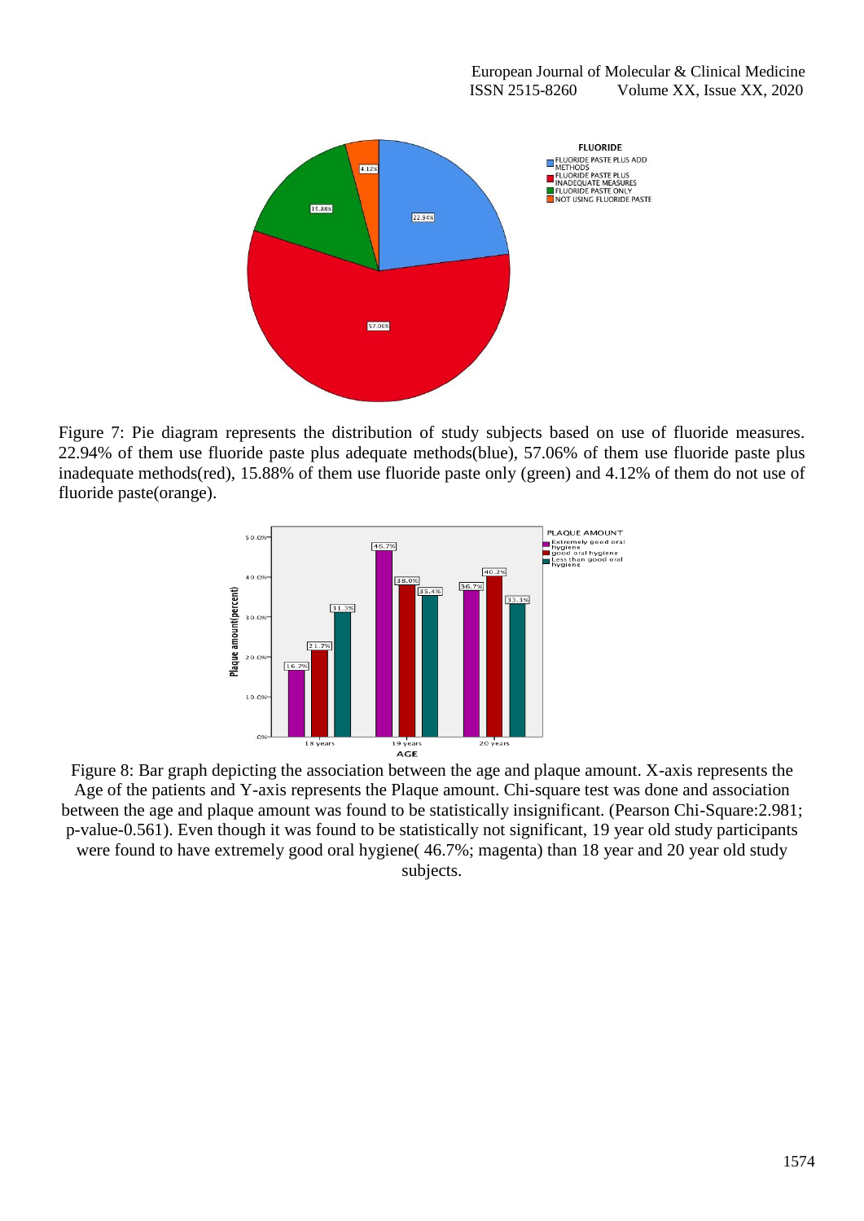Figure 7: Pie diagram represents the distribution of study subjects based on use of fluoride measures. 22.94% of them use fluoride paste plus adequate methods(blue), 57.06% of them use fluoride paste plus inadequate methods(red), 15.88% of them use fluoride paste only (green) and 4.12% of them do not use of fluoride paste(orange).

Figure 8: Bar graph depicting the association between the age and plaque amount. X-axis represents the Age of the patients and Y-axis represents the Plaque amount. Chi-square test was done and association between the age and plaque amount was found to be statistically insignificant. (Pearson Chi-Square:2.981; p-value-0.561). Even though it was found to be statistically not significant, 19 year old study participants were found to have extremely good oral hygiene( 46.7%; magenta) than 18 year and 20 year old study subjects.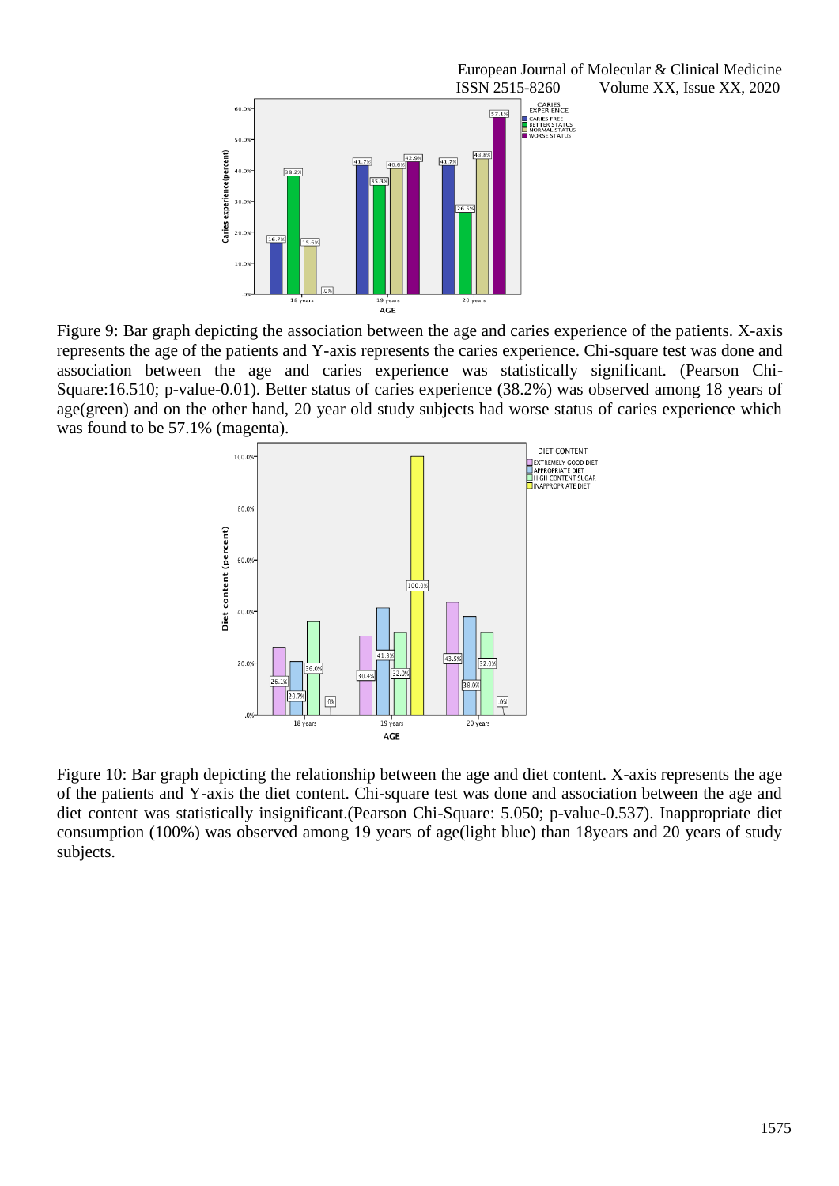Figure 9: Bar graph depicting the association between the age and caries experience of the patients. X-axis represents the age of the patients and Y-axis represents the caries experience. Chi-square test was done and association between the age and caries experience was statistically significant. (Pearson Chi-Square:16.510; p-value-0.01). Better status of caries experience (38.2%) was observed among 18 years of age(green) and on the other hand, 20 year old study subjects had worse status of caries experience which was found to be 57.1% (magenta).

Figure 10: Bar graph depicting the relationship between the age and diet content. X-axis represents the age of the patients and Y-axis the diet content. Chi-square test was done and association between the age and diet content was statistically insignificant.(Pearson Chi-Square: 5.050; p-value-0.537). Inappropriate diet consumption (100%) was observed among 19 years of age(light blue) than 18years and 20 years of study subjects.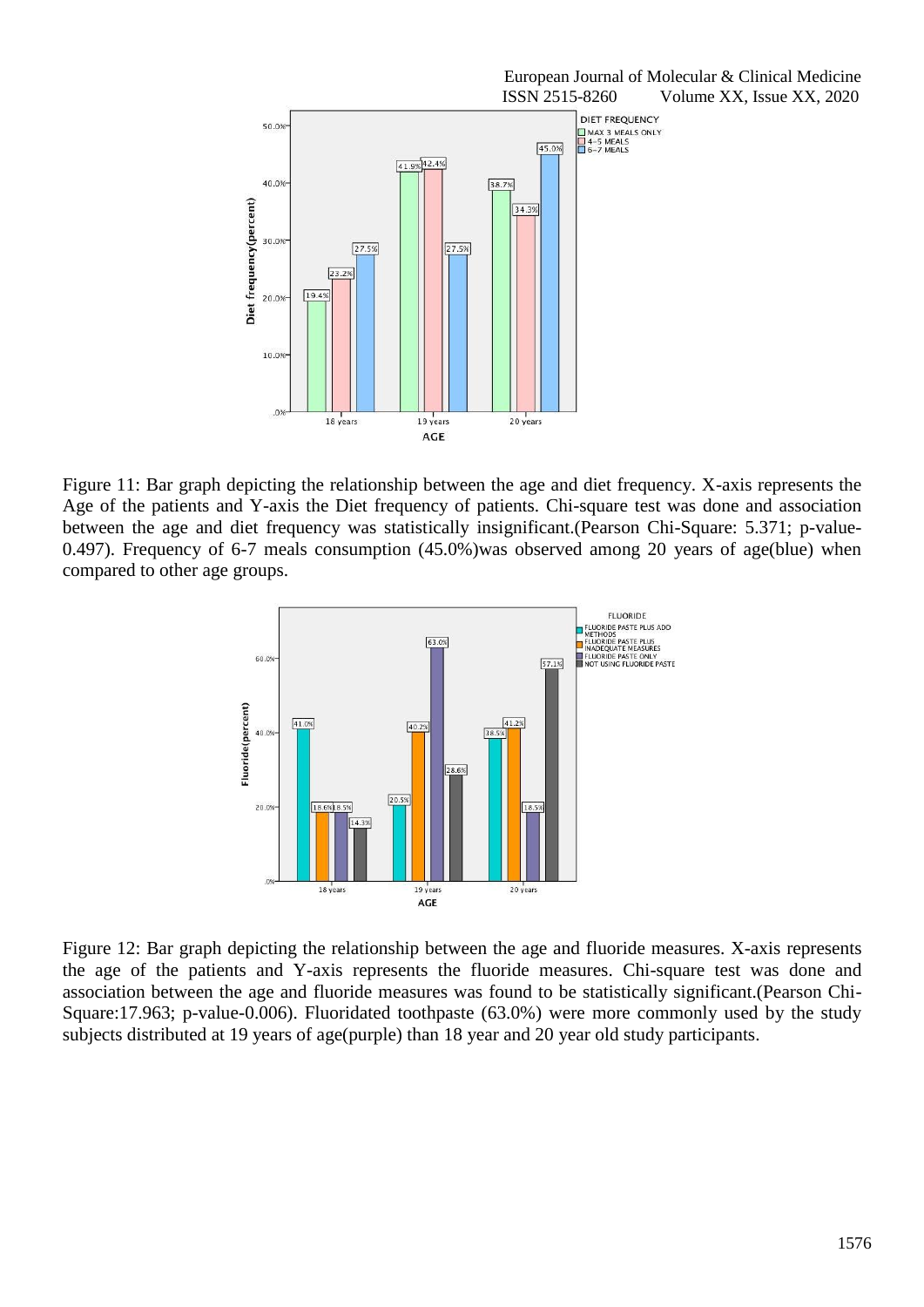Figure 11: Bar graph depicting the relationship between the age and diet frequency. X-axis represents the Age of the patients and Y-axis the Diet frequency of patients. Chi-square test was done and association between the age and diet frequency was statistically insignificant.(Pearson Chi-Square: 5.371; p-value-0.497). Frequency of 6-7 meals consumption (45.0%)was observed among 20 years of age(blue) when compared to other age groups.

Figure 12: Bar graph depicting the relationship between the age and fluoride measures. X-axis represents the age of the patients and Y-axis represents the fluoride measures. Chi-square test was done and association between the age and fluoride measures was found to be statistically significant.(Pearson Chi-Square:17.963; p-value-0.006). Fluoridated toothpaste (63.0%) were more commonly used by the study subjects distributed at 19 years of age(purple) than 18 year and 20 year old study participants.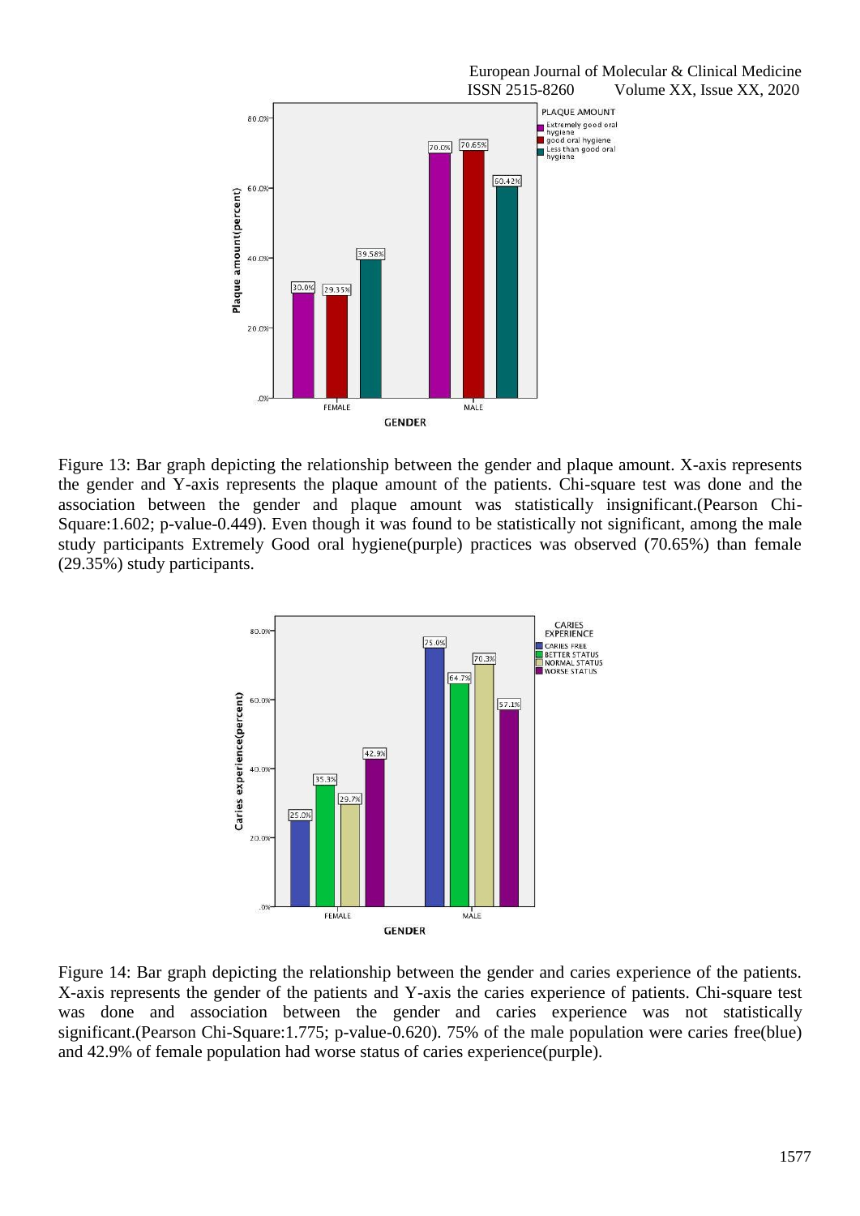Figure 13: Bar graph depicting the relationship between the gender and plaque amount. X-axis represents the gender and Y-axis represents the plaque amount of the patients. Chi-square test was done and the association between the gender and plaque amount was statistically insignificant.(Pearson Chi-Square:1.602; p-value-0.449). Even though it was found to be statistically not significant, among the male study participants Extremely Good oral hygiene(purple) practices was observed (70.65%) than female (29.35%) study participants.

Figure 14: Bar graph depicting the relationship between the gender and caries experience of the patients. X-axis represents the gender of the patients and Y-axis the caries experience of patients. Chi-square test was done and association between the gender and caries experience was not statistically significant.(Pearson Chi-Square:1.775; p-value-0.620). 75% of the male population were caries free(blue) and 42.9% of female population had worse status of caries experience(purple).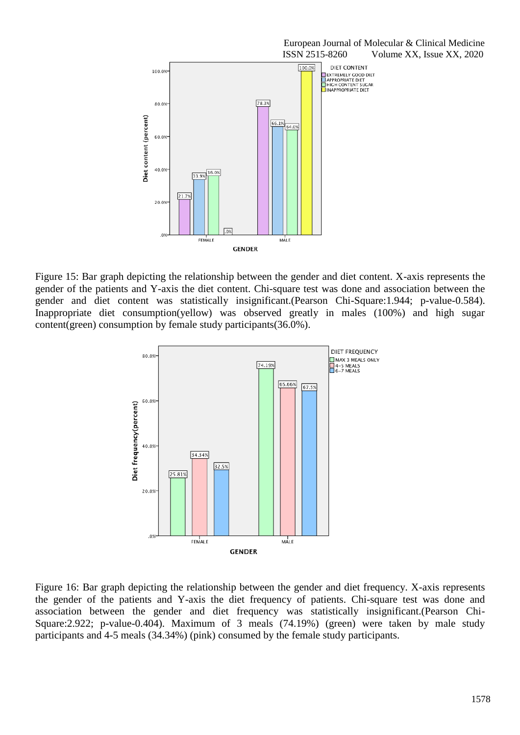Figure 15: Bar graph depicting the relationship between the gender and diet content. X-axis represents the gender of the patients and Y-axis the diet content. Chi-square test was done and association between the gender and diet content was statistically insignificant.(Pearson Chi-Square:1.944; p-value-0.584). Inappropriate diet consumption(yellow) was observed greatly in males (100%) and high sugar content(green) consumption by female study participants(36.0%).

Figure 16: Bar graph depicting the relationship between the gender and diet frequency. X-axis represents the gender of the patients and Y-axis the diet frequency of patients. Chi-square test was done and association between the gender and diet frequency was statistically insignificant.(Pearson Chi-Square:2.922; p-value-0.404). Maximum of 3 meals (74.19%) (green) were taken by male study participants and 4-5 meals (34.34%) (pink) consumed by the female study participants.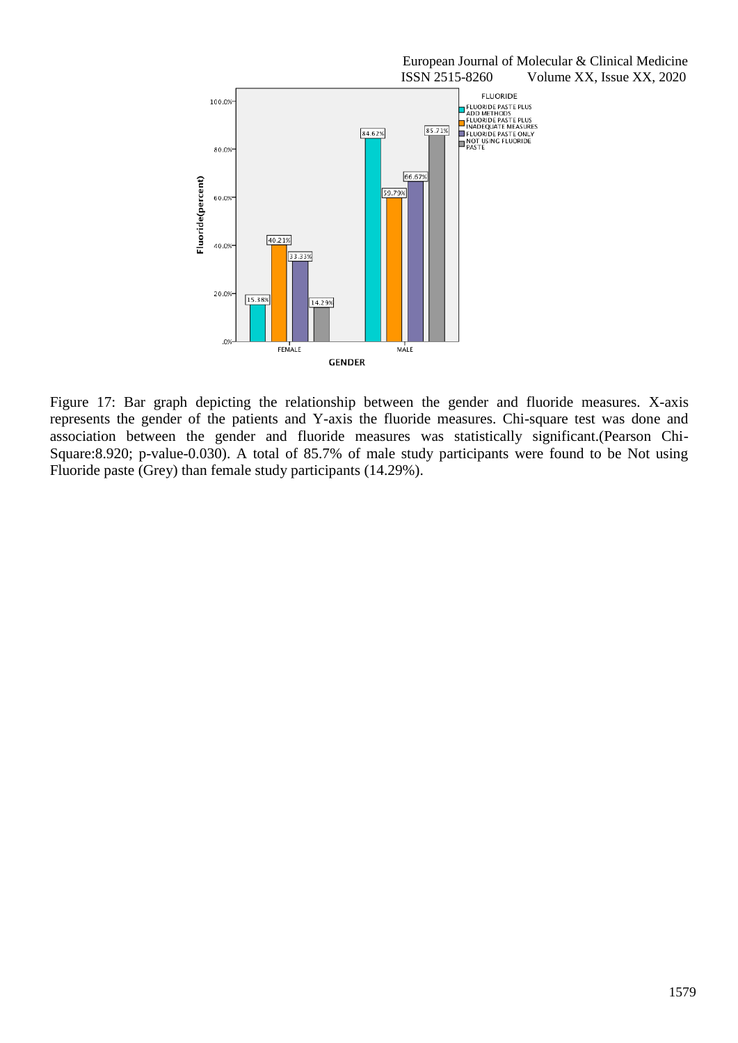FLUORIDE

FLUORIDE PASTE PLUS ADD METHODS

FLUORIDE PASTE PLUS INADEQUATE MEASURES

FLUORIDE PASTE ONLY

NOT USING FLUORIDE PASTE

Fluoride(percent)

100.0%

80.0%

60.0%

40.0%

20.0%

.0%

15.38%

40.21%

33.33%

14.29%

84.62%

59.79%

66.67%

85.71%

FEMALE

MALE

GENDER

Figure 17: Bar graph depicting the relationship between the gender and fluoride measures. X-axis represents the gender of the patients and Y-axis the fluoride measures. Chi-square test was done and association between the gender and fluoride measures was statistically significant.(Pearson Chi-Square:8.920; p-value-0.030). A total of 85.7% of male study participants were found to be Not using Fluoride paste (Grey) than female study participants (14.29%).